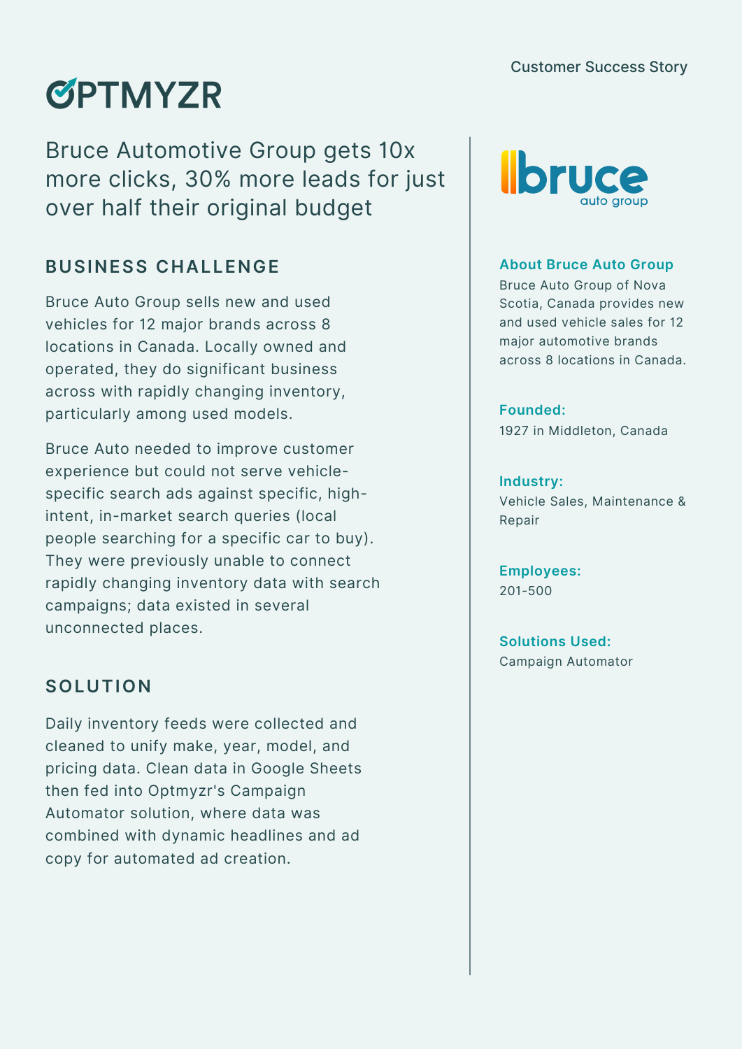Customer Success Story

OPTMYZR

# Bruce Automotive Group gets 10x more clicks, 30% more leads for just over half their original budget

## BUSINESS CHALLENGE

Bruce Auto Group sells new and used vehicles for 12 major brands across 8 locations in Canada. Locally owned and operated, they do significant business across with rapidly changing inventory, particularly among used models.

Bruce Auto needed to improve customer experience but could not serve vehicle-specific search ads against specific, high-intent, in-market search queries (local people searching for a specific car to buy). They were previously unable to connect rapidly changing inventory data with search campaigns; data existed in several unconnected places.

## SOLUTION

Daily inventory feeds were collected and cleaned to unify make, year, model, and pricing data. Clean data in Google Sheets then fed into Optmyzr's Campaign Automator solution, where data was combined with dynamic headlines and ad copy for automated ad creation.

bruce auto group

**About Bruce Auto Group**
Bruce Auto Group of Nova Scotia, Canada provides new and used vehicle sales for 12 major automotive brands across 8 locations in Canada.

**Founded:**
1927 in Middleton, Canada

**Industry:**
Vehicle Sales, Maintenance & Repair

**Employees:**
201-500

**Solutions Used:**
Campaign Automator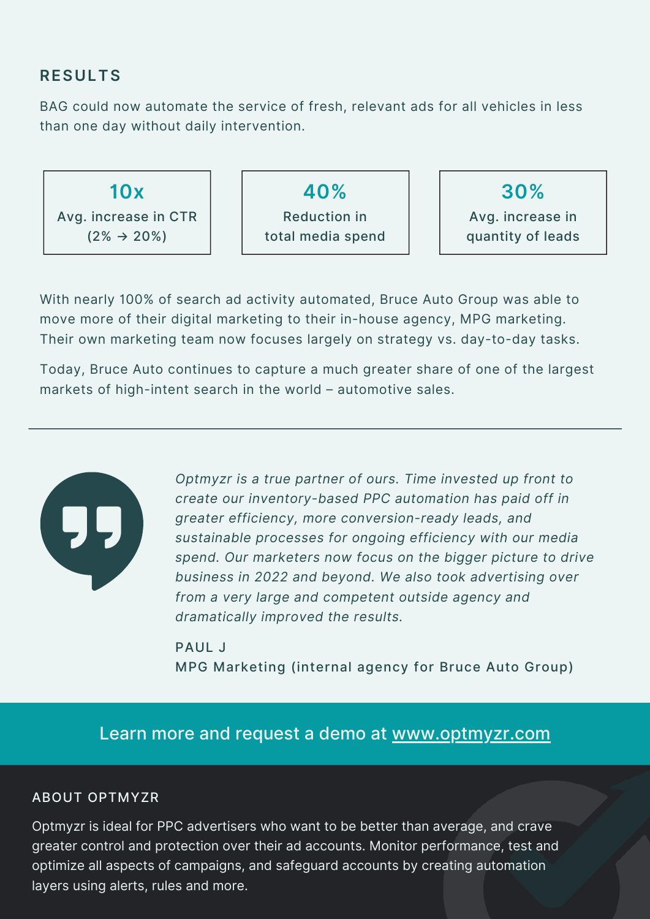## RESULTS

BAG could now automate the service of fresh, relevant ads for all vehicles in less than one day without daily intervention.

**10x**
Avg. increase in CTR
(2% → 20%)

**40%**
Reduction in total media spend

**30%**
Avg. increase in quantity of leads

With nearly 100% of search ad activity automated, Bruce Auto Group was able to move more of their digital marketing to their in-house agency, MPG marketing. Their own marketing team now focuses largely on strategy vs. day-to-day tasks.

Today, Bruce Auto continues to capture a much greater share of one of the largest markets of high-intent search in the world – automotive sales.

---

*Optmyzr is a true partner of ours. Time invested up front to create our inventory-based PPC automation has paid off in greater efficiency, more conversion-ready leads, and sustainable processes for ongoing efficiency with our media spend. Our marketers now focus on the bigger picture to drive business in 2022 and beyond. We also took advertising over from a very large and competent outside agency and dramatically improved the results.*

PAUL J
MPG Marketing (internal agency for Bruce Auto Group)

Learn more and request a demo at www.optmyzr.com

## ABOUT OPTMYZR

Optmyzr is ideal for PPC advertisers who want to be better than average, and crave greater control and protection over their ad accounts. Monitor performance, test and optimize all aspects of campaigns, and safeguard accounts by creating automation layers using alerts, rules and more.